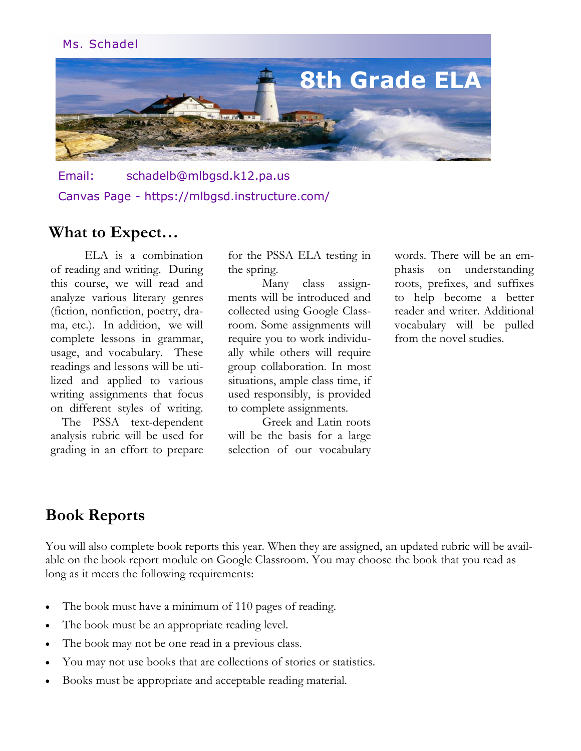Ms. Schadel

# 8th Grade ELA

Email: schadelb@mlbgsd.k12.pa.us

Canvas Page - https://mlbgsd.instructure.com/

## What to Expect…

ELA is a combination of reading and writing. During this course, we will read and analyze various literary genres (fiction, nonfiction, poetry, drama, etc.). In addition, we will complete lessons in grammar, usage, and vocabulary. These readings and lessons will be utilized and applied to various writing assignments that focus on different styles of writing. The PSSA text-dependent analysis rubric will be used for grading in an effort to prepare for the PSSA ELA testing in the spring.

Many class assignments will be introduced and collected using Google Classroom. Some assignments will require you to work individually while others will require group collaboration. In most situations, ample class time, if used responsibly, is provided to complete assignments.

Greek and Latin roots will be the basis for a large selection of our vocabulary words. There will be an emphasis on understanding roots, prefixes, and suffixes to help become a better reader and writer. Additional vocabulary will be pulled from the novel studies.

## Book Reports

You will also complete book reports this year. When they are assigned, an updated rubric will be available on the book report module on Google Classroom. You may choose the book that you read as long as it meets the following requirements:

- The book must have a minimum of 110 pages of reading.
- The book must be an appropriate reading level.
- The book may not be one read in a previous class.
- You may not use books that are collections of stories or statistics.
- Books must be appropriate and acceptable reading material.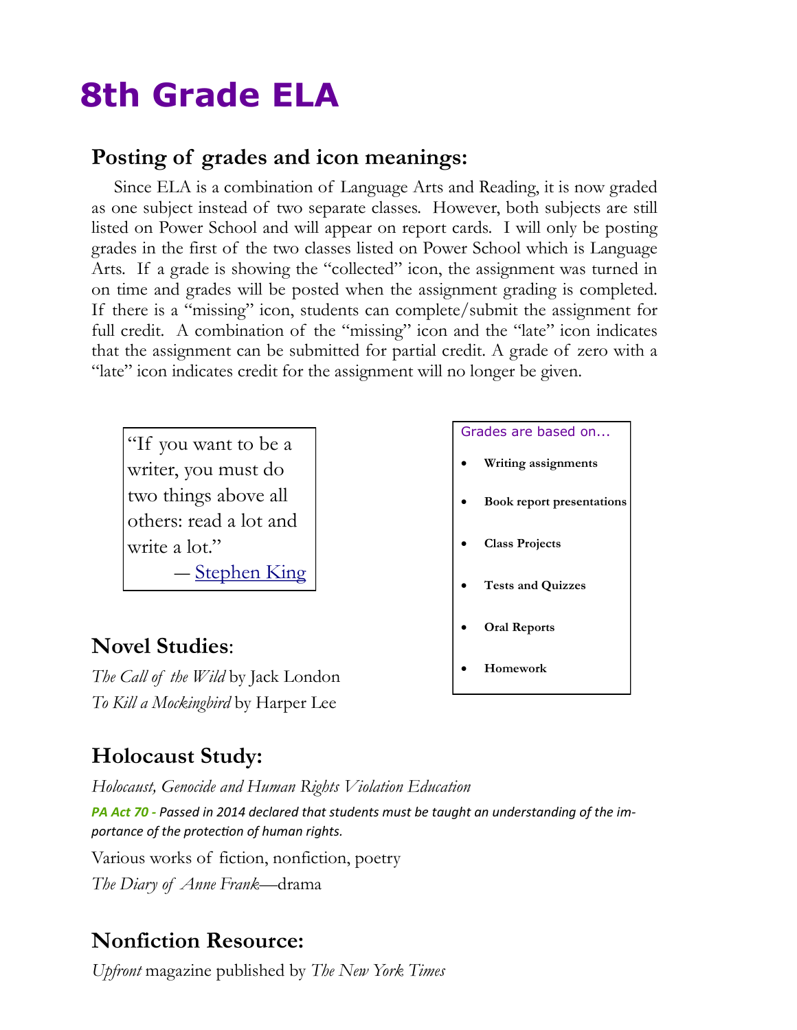# 8th Grade ELA

## Posting of grades and icon meanings:

Since ELA is a combination of Language Arts and Reading, it is now graded as one subject instead of two separate classes. However, both subjects are still listed on Power School and will appear on report cards. I will only be posting grades in the first of the two classes listed on Power School which is Language Arts. If a grade is showing the "collected" icon, the assignment was turned in on time and grades will be posted when the assignment grading is completed. If there is a "missing" icon, students can complete/submit the assignment for full credit. A combination of the "missing" icon and the "late" icon indicates that the assignment can be submitted for partial credit. A grade of zero with a "late" icon indicates credit for the assignment will no longer be given.

> "If you want to be a writer, you must do two things above all others: read a lot and write a lot."
>
> — Stephen King

Grades are based on...

- **Writing assignments**
- **Book report presentations**
- **Class Projects**
- **Tests and Quizzes**
- **Oral Reports**
- **Homework**

## Novel Studies:

*The Call of the Wild* by Jack London

*To Kill a Mockingbird* by Harper Lee

## Holocaust Study:

*Holocaust, Genocide and Human Rights Violation Education*

***PA Act 70** - Passed in 2014 declared that students must be taught an understanding of the importance of the protection of human rights.*

Various works of fiction, nonfiction, poetry

*The Diary of Anne Frank*—drama

## Nonfiction Resource:

*Upfront* magazine published by *The New York Times*